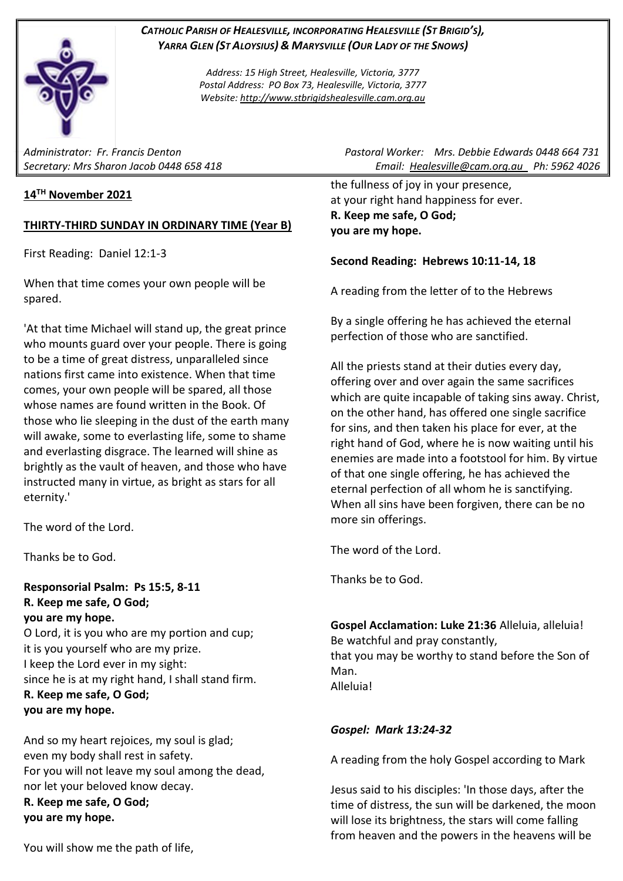***CATHOLIC PARISH OF HEALESVILLE, INCORPORATING HEALESVILLE (ST BRIGID'S), YARRA GLEN (ST ALOYSIUS) & MARYSVILLE (OUR LADY OF THE SNOWS)***

*Address: 15 High Street, Healesville, Victoria, 3777*
*Postal Address: PO Box 73, Healesville, Victoria, 3777*
*Website: http://www.stbrigidshealesville.cam.org.au*

*Administrator: Fr. Francis Denton*
*Secretary: Mrs Sharon Jacob 0448 658 418*

*Pastoral Worker: Mrs. Debbie Edwards 0448 664 731*
*Email: Healesville@cam.org.au Ph: 5962 4026*

**14TH November 2021**

**THIRTY-THIRD SUNDAY IN ORDINARY TIME (Year B)**

First Reading: Daniel 12:1-3

When that time comes your own people will be spared.

'At that time Michael will stand up, the great prince who mounts guard over your people. There is going to be a time of great distress, unparalleled since nations first came into existence. When that time comes, your own people will be spared, all those whose names are found written in the Book. Of those who lie sleeping in the dust of the earth many will awake, some to everlasting life, some to shame and everlasting disgrace. The learned will shine as brightly as the vault of heaven, and those who have instructed many in virtue, as bright as stars for all eternity.'

The word of the Lord.

Thanks be to God.

**Responsorial Psalm: Ps 15:5, 8-11**
**R. Keep me safe, O God;**
**you are my hope.**
O Lord, it is you who are my portion and cup;
it is you yourself who are my prize.
I keep the Lord ever in my sight:
since he is at my right hand, I shall stand firm.
**R. Keep me safe, O God;**
**you are my hope.**

And so my heart rejoices, my soul is glad;
even my body shall rest in safety.
For you will not leave my soul among the dead,
nor let your beloved know decay.
**R. Keep me safe, O God;**
**you are my hope.**

You will show me the path of life,
the fullness of joy in your presence,
at your right hand happiness for ever.
**R. Keep me safe, O God;**
**you are my hope.**

**Second Reading: Hebrews 10:11-14, 18**

A reading from the letter of to the Hebrews

By a single offering he has achieved the eternal perfection of those who are sanctified.

All the priests stand at their duties every day, offering over and over again the same sacrifices which are quite incapable of taking sins away. Christ, on the other hand, has offered one single sacrifice for sins, and then taken his place for ever, at the right hand of God, where he is now waiting until his enemies are made into a footstool for him. By virtue of that one single offering, he has achieved the eternal perfection of all whom he is sanctifying. When all sins have been forgiven, there can be no more sin offerings.

The word of the Lord.

Thanks be to God.

**Gospel Acclamation: Luke 21:36** Alleluia, alleluia!
Be watchful and pray constantly,
that you may be worthy to stand before the Son of Man.
Alleluia!

***Gospel: Mark 13:24-32***

A reading from the holy Gospel according to Mark

Jesus said to his disciples: 'In those days, after the time of distress, the sun will be darkened, the moon will lose its brightness, the stars will come falling from heaven and the powers in the heavens will be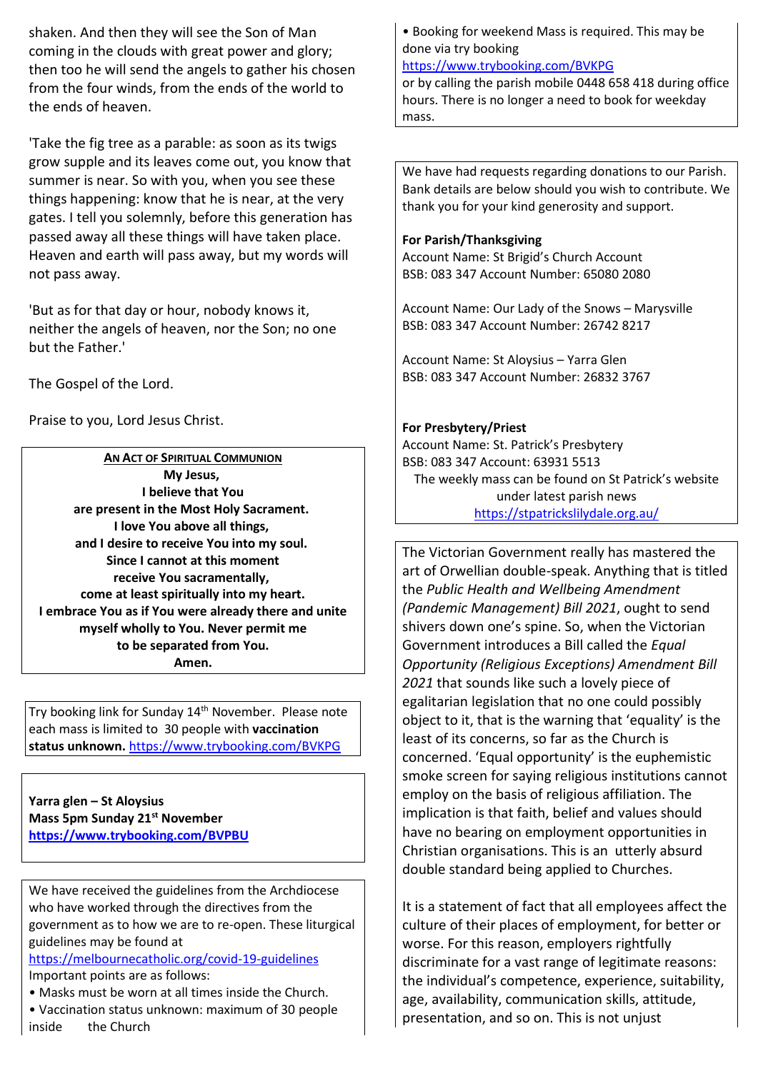shaken. And then they will see the Son of Man coming in the clouds with great power and glory; then too he will send the angels to gather his chosen from the four winds, from the ends of the world to the ends of heaven.

'Take the fig tree as a parable: as soon as its twigs grow supple and its leaves come out, you know that summer is near. So with you, when you see these things happening: know that he is near, at the very gates. I tell you solemnly, before this generation has passed away all these things will have taken place. Heaven and earth will pass away, but my words will not pass away.

'But as for that day or hour, nobody knows it, neither the angels of heaven, nor the Son; no one but the Father.'

The Gospel of the Lord.

Praise to you, Lord Jesus Christ.

**AN ACT OF SPIRITUAL COMMUNION**

**My Jesus,**
**I believe that You**
**are present in the Most Holy Sacrament.**
**I love You above all things,**
**and I desire to receive You into my soul.**
**Since I cannot at this moment**
**receive You sacramentally,**
**come at least spiritually into my heart.**
**I embrace You as if You were already there and unite myself wholly to You. Never permit me**
**to be separated from You.**
**Amen.**

Try booking link for Sunday 14th November. Please note each mass is limited to 30 people with **vaccination status unknown.** https://www.trybooking.com/BVKPG

**Yarra glen – St Aloysius**
**Mass 5pm Sunday 21st November**
**https://www.trybooking.com/BVPBU**

We have received the guidelines from the Archdiocese who have worked through the directives from the government as to how we are to re-open. These liturgical guidelines may be found at https://melbournecatholic.org/covid-19-guidelines
Important points are as follows:
- Masks must be worn at all times inside the Church.
- Vaccination status unknown: maximum of 30 people inside the Church
- Booking for weekend Mass is required. This may be done via try booking https://www.trybooking.com/BVKPG or by calling the parish mobile 0448 658 418 during office hours. There is no longer a need to book for weekday mass.

We have had requests regarding donations to our Parish. Bank details are below should you wish to contribute. We thank you for your kind generosity and support.

**For Parish/Thanksgiving**
Account Name: St Brigid's Church Account
BSB: 083 347 Account Number: 65080 2080

Account Name: Our Lady of the Snows – Marysville
BSB: 083 347 Account Number: 26742 8217

Account Name: St Aloysius – Yarra Glen
BSB: 083 347 Account Number: 26832 3767

**For Presbytery/Priest**
Account Name: St. Patrick's Presbytery
BSB: 083 347 Account: 63931 5513
The weekly mass can be found on St Patrick's website under latest parish news
https://stpatrickslilydale.org.au/

The Victorian Government really has mastered the art of Orwellian double-speak. Anything that is titled the *Public Health and Wellbeing Amendment (Pandemic Management) Bill 2021*, ought to send shivers down one's spine. So, when the Victorian Government introduces a Bill called the *Equal Opportunity (Religious Exceptions) Amendment Bill 2021* that sounds like such a lovely piece of egalitarian legislation that no one could possibly object to it, that is the warning that 'equality' is the least of its concerns, so far as the Church is concerned. 'Equal opportunity' is the euphemistic smoke screen for saying religious institutions cannot employ on the basis of religious affiliation. The implication is that faith, belief and values should have no bearing on employment opportunities in Christian organisations. This is an utterly absurd double standard being applied to Churches.

It is a statement of fact that all employees affect the culture of their places of employment, for better or worse. For this reason, employers rightfully discriminate for a vast range of legitimate reasons: the individual's competence, experience, suitability, age, availability, communication skills, attitude, presentation, and so on. This is not unjust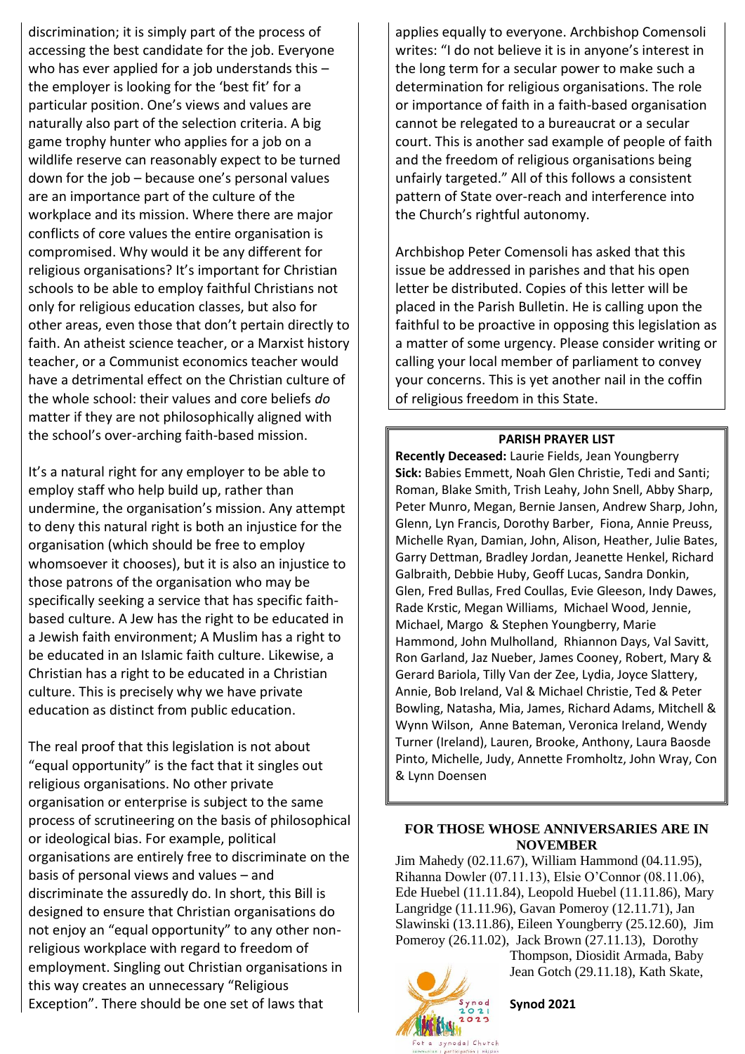discrimination; it is simply part of the process of accessing the best candidate for the job. Everyone who has ever applied for a job understands this – the employer is looking for the 'best fit' for a particular position. One's views and values are naturally also part of the selection criteria. A big game trophy hunter who applies for a job on a wildlife reserve can reasonably expect to be turned down for the job – because one's personal values are an importance part of the culture of the workplace and its mission. Where there are major conflicts of core values the entire organisation is compromised. Why would it be any different for religious organisations? It's important for Christian schools to be able to employ faithful Christians not only for religious education classes, but also for other areas, even those that don't pertain directly to faith. An atheist science teacher, or a Marxist history teacher, or a Communist economics teacher would have a detrimental effect on the Christian culture of the whole school: their values and core beliefs *do* matter if they are not philosophically aligned with the school's over-arching faith-based mission.

It's a natural right for any employer to be able to employ staff who help build up, rather than undermine, the organisation's mission. Any attempt to deny this natural right is both an injustice for the organisation (which should be free to employ whomsoever it chooses), but it is also an injustice to those patrons of the organisation who may be specifically seeking a service that has specific faith-based culture. A Jew has the right to be educated in a Jewish faith environment; A Muslim has a right to be educated in an Islamic faith culture. Likewise, a Christian has a right to be educated in a Christian culture. This is precisely why we have private education as distinct from public education.

The real proof that this legislation is not about "equal opportunity" is the fact that it singles out religious organisations. No other private organisation or enterprise is subject to the same process of scrutineering on the basis of philosophical or ideological bias. For example, political organisations are entirely free to discriminate on the basis of personal views and values – and discriminate the assuredly do. In short, this Bill is designed to ensure that Christian organisations do not enjoy an "equal opportunity" to any other non-religious workplace with regard to freedom of employment. Singling out Christian organisations in this way creates an unnecessary "Religious Exception". There should be one set of laws that applies equally to everyone. Archbishop Comensoli writes: "I do not believe it is in anyone's interest in the long term for a secular power to make such a determination for religious organisations. The role or importance of faith in a faith-based organisation cannot be relegated to a bureaucrat or a secular court. This is another sad example of people of faith and the freedom of religious organisations being unfairly targeted." All of this follows a consistent pattern of State over-reach and interference into the Church's rightful autonomy.

Archbishop Peter Comensoli has asked that this issue be addressed in parishes and that his open letter be distributed. Copies of this letter will be placed in the Parish Bulletin. He is calling upon the faithful to be proactive in opposing this legislation as a matter of some urgency. Please consider writing or calling your local member of parliament to convey your concerns. This is yet another nail in the coffin of religious freedom in this State.

## PARISH PRAYER LIST

**Recently Deceased:** Laurie Fields, Jean Youngberry

**Sick:** Babies Emmett, Noah Glen Christie, Tedi and Santi; Roman, Blake Smith, Trish Leahy, John Snell, Abby Sharp, Peter Munro, Megan, Bernie Jansen, Andrew Sharp, John, Glenn, Lyn Francis, Dorothy Barber, Fiona, Annie Preuss, Michelle Ryan, Damian, John, Alison, Heather, Julie Bates, Garry Dettman, Bradley Jordan, Jeanette Henkel, Richard Galbraith, Debbie Huby, Geoff Lucas, Sandra Donkin, Glen, Fred Bullas, Fred Coullas, Evie Gleeson, Indy Dawes, Rade Krstic, Megan Williams, Michael Wood, Jennie, Michael, Margo & Stephen Youngberry, Marie Hammond, John Mulholland, Rhiannon Days, Val Savitt, Ron Garland, Jaz Nueber, James Cooney, Robert, Mary & Gerard Bariola, Tilly Van der Zee, Lydia, Joyce Slattery, Annie, Bob Ireland, Val & Michael Christie, Ted & Peter Bowling, Natasha, Mia, James, Richard Adams, Mitchell & Wynn Wilson, Anne Bateman, Veronica Ireland, Wendy Turner (Ireland), Lauren, Brooke, Anthony, Laura Baosde Pinto, Michelle, Judy, Annette Fromholtz, John Wray, Con & Lynn Doensen

## FOR THOSE WHOSE ANNIVERSARIES ARE IN NOVEMBER

Jim Mahedy (02.11.67), William Hammond (04.11.95), Rihanna Dowler (07.11.13), Elsie O'Connor (08.11.06), Ede Huebel (11.11.84), Leopold Huebel (11.11.86), Mary Langridge (11.11.96), Gavan Pomeroy (12.11.71), Jan Slawinski (13.11.86), Eileen Youngberry (25.12.60), Jim Pomeroy (26.11.02), Jack Brown (27.11.13), Dorothy Thompson, Diosidit Armada, Baby Jean Gotch (29.11.18), Kath Skate,

**Synod 2021**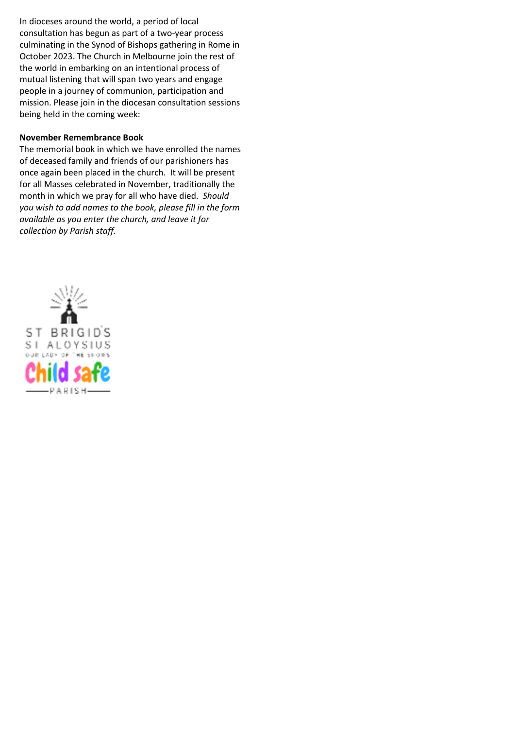In dioceses around the world, a period of local consultation has begun as part of a two-year process culminating in the Synod of Bishops gathering in Rome in October 2023. The Church in Melbourne join the rest of the world in embarking on an intentional process of mutual listening that will span two years and engage people in a journey of communion, participation and mission. Please join in the diocesan consultation sessions being held in the coming week:

**November Remembrance Book**

The memorial book in which we have enrolled the names of deceased family and friends of our parishioners has once again been placed in the church. It will be present for all Masses celebrated in November, traditionally the month in which we pray for all who have died. *Should you wish to add names to the book, please fill in the form available as you enter the church, and leave it for collection by Parish staff.*

ST BRIGID'S
ST ALOYSIUS
OUR LADY OF THE SNOWS
Child safe
PARISH